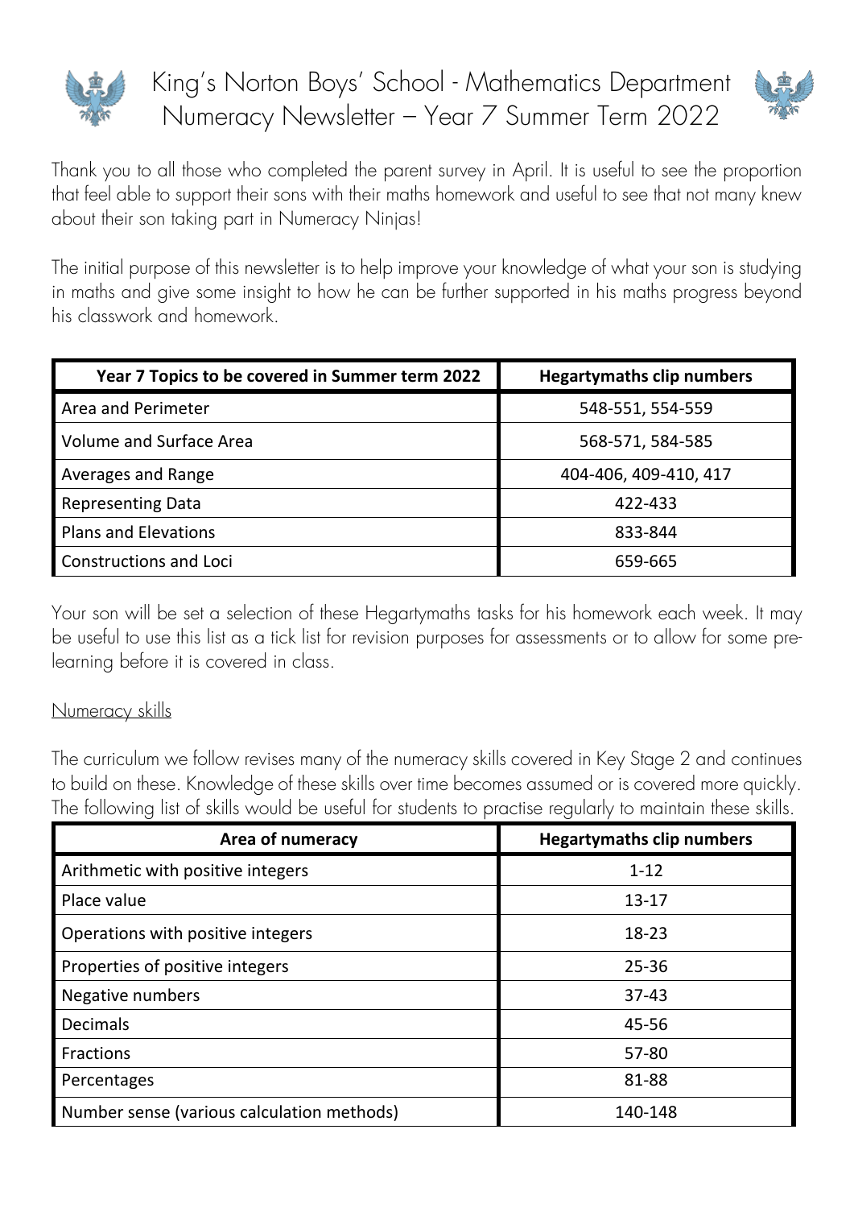# King's Norton Boys' School - Mathematics Department
## Numeracy Newsletter – Year 7 Summer Term 2022

Thank you to all those who completed the parent survey in April. It is useful to see the proportion that feel able to support their sons with their maths homework and useful to see that not many knew about their son taking part in Numeracy Ninjas!

The initial purpose of this newsletter is to help improve your knowledge of what your son is studying in maths and give some insight to how he can be further supported in his maths progress beyond his classwork and homework.

| Year 7 Topics to be covered in Summer term 2022 | Hegartymaths clip numbers |
|---|---|
| Area and Perimeter | 548-551, 554-559 |
| Volume and Surface Area | 568-571, 584-585 |
| Averages and Range | 404-406, 409-410, 417 |
| Representing Data | 422-433 |
| Plans and Elevations | 833-844 |
| Constructions and Loci | 659-665 |

Your son will be set a selection of these Hegartymaths tasks for his homework each week. It may be useful to use this list as a tick list for revision purposes for assessments or to allow for some pre-learning before it is covered in class.

<u>Numeracy skills</u>

The curriculum we follow revises many of the numeracy skills covered in Key Stage 2 and continues to build on these. Knowledge of these skills over time becomes assumed or is covered more quickly. The following list of skills would be useful for students to practise regularly to maintain these skills.

| Area of numeracy | Hegartymaths clip numbers |
|---|---|
| Arithmetic with positive integers | 1-12 |
| Place value | 13-17 |
| Operations with positive integers | 18-23 |
| Properties of positive integers | 25-36 |
| Negative numbers | 37-43 |
| Decimals | 45-56 |
| Fractions | 57-80 |
| Percentages | 81-88 |
| Number sense (various calculation methods) | 140-148 |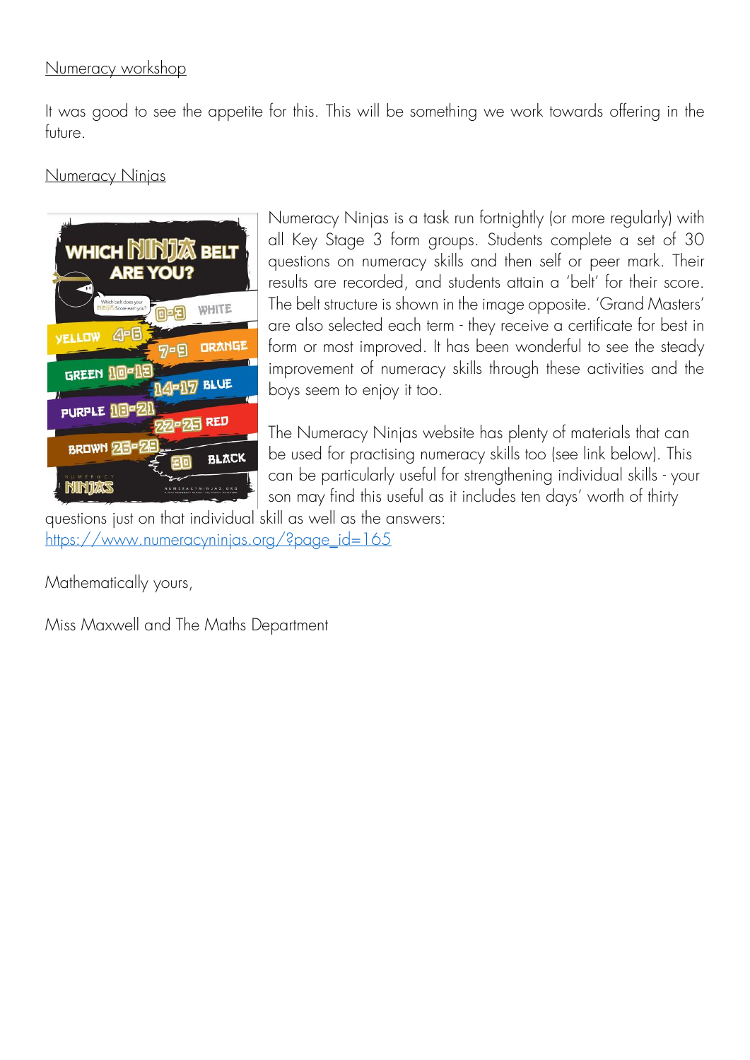Numeracy workshop

It was good to see the appetite for this. This will be something we work towards offering in the future.

Numeracy Ninjas

WHICH NINJA BELT ARE YOU?

Which belt does your NINJA Score earn you?

0-3 WHITE

YELLOW 4-6

7-9 ORANGE

GREEN 10-13

14-17 BLUE

PURPLE 18-21

22-25 RED

BROWN 26-29

30 BLACK

NUMERACY NINJAS

NUMERACYNINJAS.ORG

Numeracy Ninjas is a task run fortnightly (or more regularly) with all Key Stage 3 form groups. Students complete a set of 30 questions on numeracy skills and then self or peer mark. Their results are recorded, and students attain a 'belt' for their score. The belt structure is shown in the image opposite. 'Grand Masters' are also selected each term - they receive a certificate for best in form or most improved. It has been wonderful to see the steady improvement of numeracy skills through these activities and the boys seem to enjoy it too.

The Numeracy Ninjas website has plenty of materials that can be used for practising numeracy skills too (see link below). This can be particularly useful for strengthening individual skills - your son may find this useful as it includes ten days' worth of thirty questions just on that individual skill as well as the answers: https://www.numeracyninjas.org/?page_id=165

Mathematically yours,

Miss Maxwell and The Maths Department